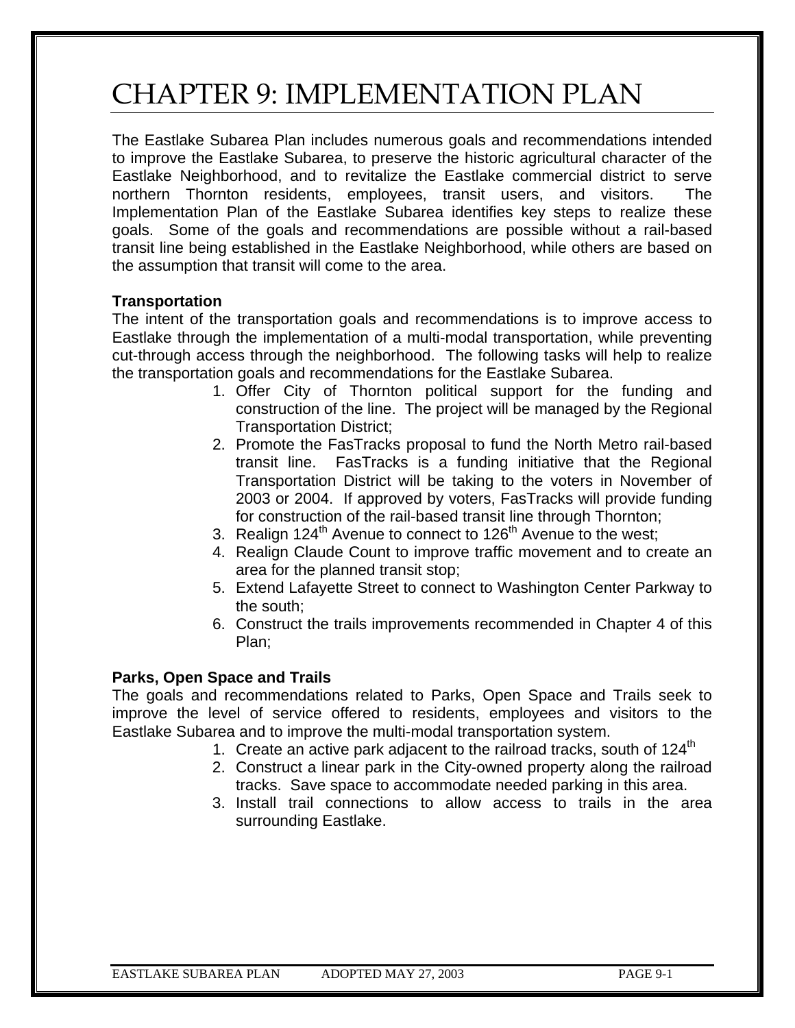# CHAPTER 9: IMPLEMENTATION PLAN

The Eastlake Subarea Plan includes numerous goals and recommendations intended to improve the Eastlake Subarea, to preserve the historic agricultural character of the Eastlake Neighborhood, and to revitalize the Eastlake commercial district to serve northern Thornton residents, employees, transit users, and visitors. The Implementation Plan of the Eastlake Subarea identifies key steps to realize these goals. Some of the goals and recommendations are possible without a rail-based transit line being established in the Eastlake Neighborhood, while others are based on the assumption that transit will come to the area.

**Transportation**

The intent of the transportation goals and recommendations is to improve access to Eastlake through the implementation of a multi-modal transportation, while preventing cut-through access through the neighborhood. The following tasks will help to realize the transportation goals and recommendations for the Eastlake Subarea.

1. Offer City of Thornton political support for the funding and construction of the line. The project will be managed by the Regional Transportation District;
2. Promote the FasTracks proposal to fund the North Metro rail-based transit line. FasTracks is a funding initiative that the Regional Transportation District will be taking to the voters in November of 2003 or 2004. If approved by voters, FasTracks will provide funding for construction of the rail-based transit line through Thornton;
3. Realign 124th Avenue to connect to 126th Avenue to the west;
4. Realign Claude Count to improve traffic movement and to create an area for the planned transit stop;
5. Extend Lafayette Street to connect to Washington Center Parkway to the south;
6. Construct the trails improvements recommended in Chapter 4 of this Plan;

**Parks, Open Space and Trails**

The goals and recommendations related to Parks, Open Space and Trails seek to improve the level of service offered to residents, employees and visitors to the Eastlake Subarea and to improve the multi-modal transportation system.

1. Create an active park adjacent to the railroad tracks, south of 124th
2. Construct a linear park in the City-owned property along the railroad tracks. Save space to accommodate needed parking in this area.
3. Install trail connections to allow access to trails in the area surrounding Eastlake.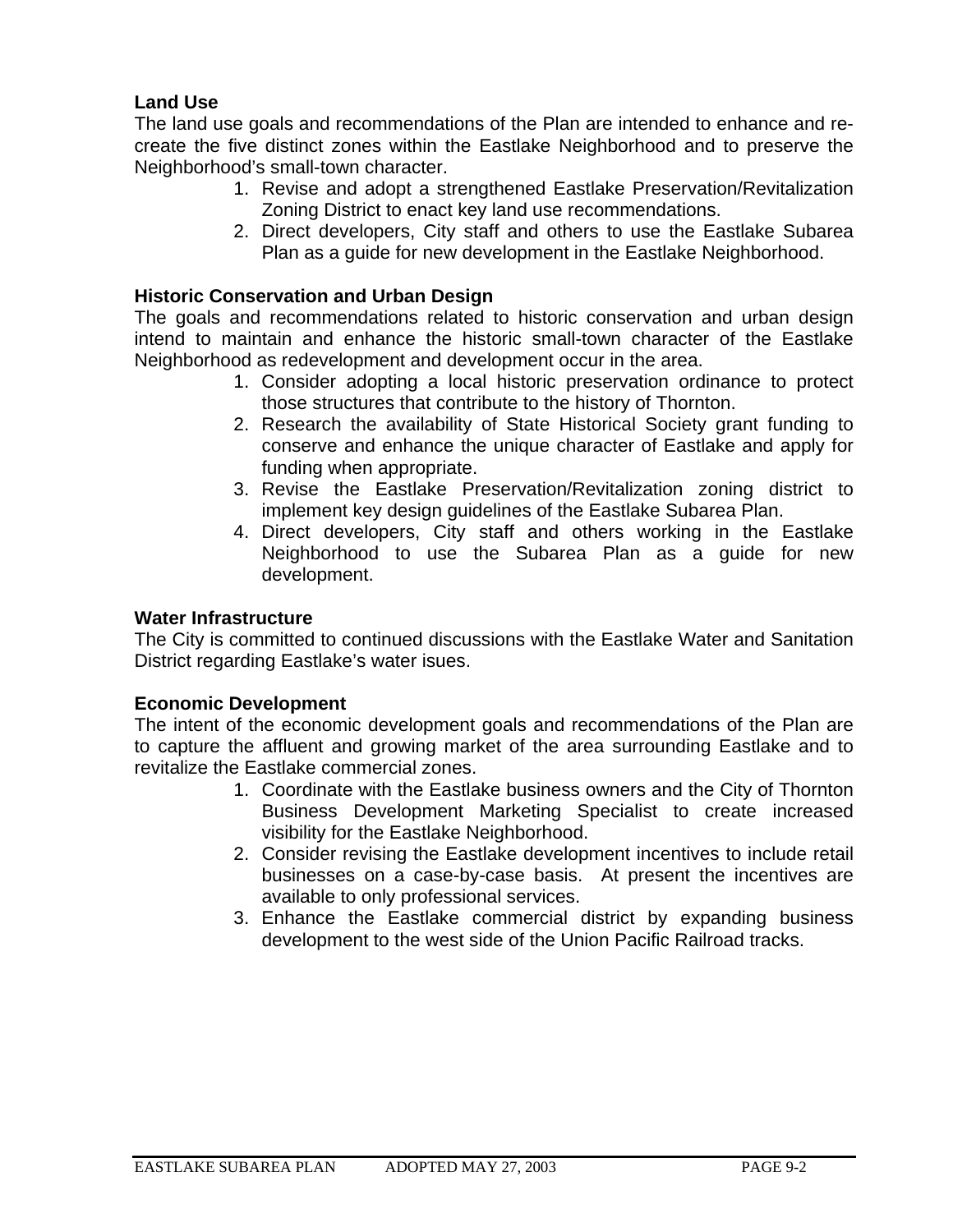**Land Use**

The land use goals and recommendations of the Plan are intended to enhance and re-create the five distinct zones within the Eastlake Neighborhood and to preserve the Neighborhood's small-town character.

1. Revise and adopt a strengthened Eastlake Preservation/Revitalization Zoning District to enact key land use recommendations.
2. Direct developers, City staff and others to use the Eastlake Subarea Plan as a guide for new development in the Eastlake Neighborhood.

**Historic Conservation and Urban Design**

The goals and recommendations related to historic conservation and urban design intend to maintain and enhance the historic small-town character of the Eastlake Neighborhood as redevelopment and development occur in the area.

1. Consider adopting a local historic preservation ordinance to protect those structures that contribute to the history of Thornton.
2. Research the availability of State Historical Society grant funding to conserve and enhance the unique character of Eastlake and apply for funding when appropriate.
3. Revise the Eastlake Preservation/Revitalization zoning district to implement key design guidelines of the Eastlake Subarea Plan.
4. Direct developers, City staff and others working in the Eastlake Neighborhood to use the Subarea Plan as a guide for new development.

**Water Infrastructure**

The City is committed to continued discussions with the Eastlake Water and Sanitation District regarding Eastlake's water isues.

**Economic Development**

The intent of the economic development goals and recommendations of the Plan are to capture the affluent and growing market of the area surrounding Eastlake and to revitalize the Eastlake commercial zones.

1. Coordinate with the Eastlake business owners and the City of Thornton Business Development Marketing Specialist to create increased visibility for the Eastlake Neighborhood.
2. Consider revising the Eastlake development incentives to include retail businesses on a case-by-case basis. At present the incentives are available to only professional services.
3. Enhance the Eastlake commercial district by expanding business development to the west side of the Union Pacific Railroad tracks.